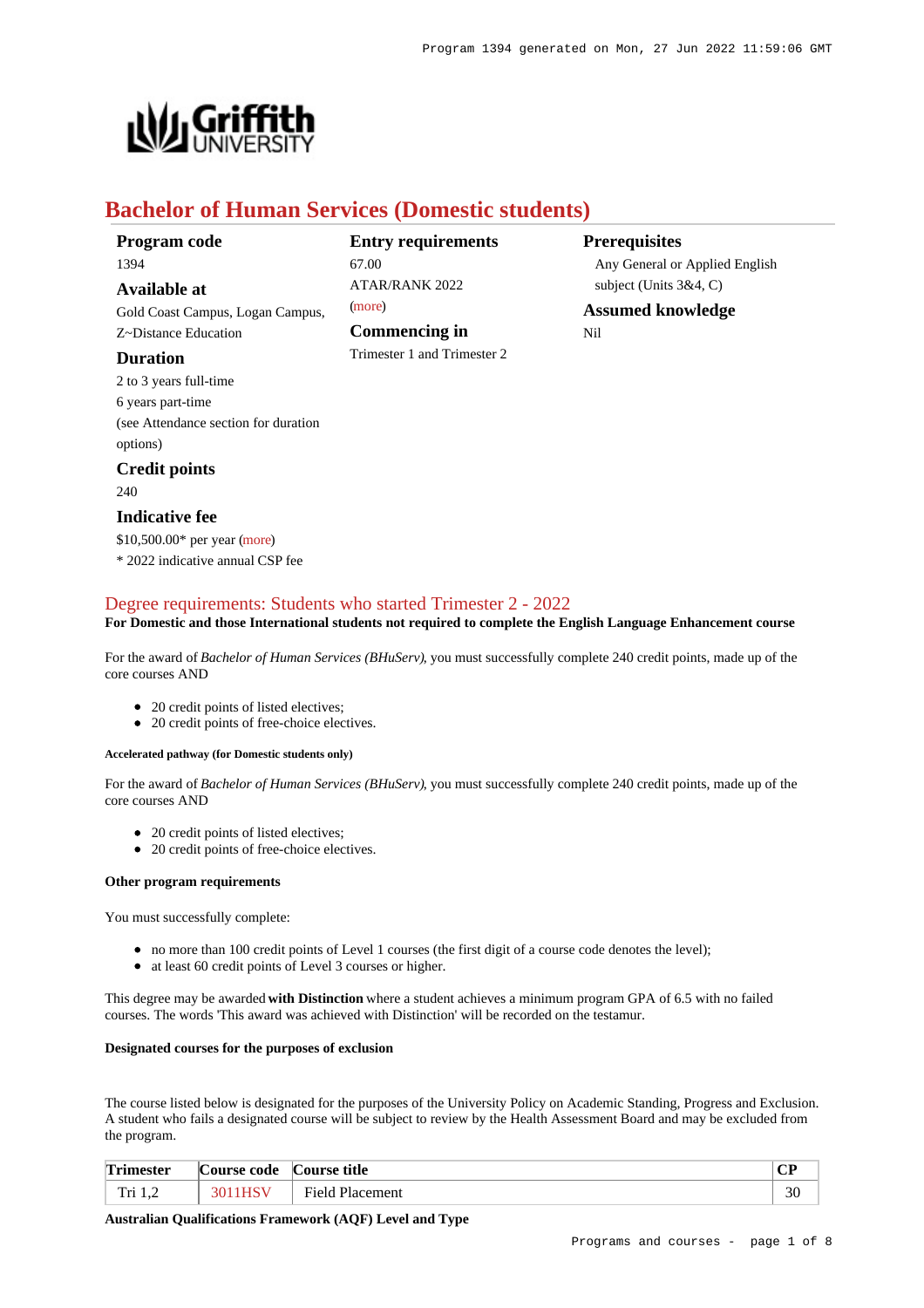# Bachelor of Human Services (Domestic students)

**Program code**
1394

**Available at**
Gold Coast Campus, Logan Campus, Z~Distance Education

**Duration**
2 to 3 years full-time
6 years part-time
(see Attendance section for duration options)

**Credit points**
240

**Indicative fee**
$10,500.00* per year (more)
* 2022 indicative annual CSP fee

**Entry requirements**
67.00
ATAR/RANK 2022
(more)

**Commencing in**
Trimester 1 and Trimester 2

**Prerequisites**
Any General or Applied English subject (Units 3&4, C)

**Assumed knowledge**
Nil

## Degree requirements: Students who started Trimester 2 - 2022

**For Domestic and those International students not required to complete the English Language Enhancement course**

For the award of *Bachelor of Human Services (BHuServ)*, you must successfully complete 240 credit points, made up of the core courses AND

- 20 credit points of listed electives;
- 20 credit points of free-choice electives.

##### Accelerated pathway (for Domestic students only)

For the award of *Bachelor of Human Services (BHuServ)*, you must successfully complete 240 credit points, made up of the core courses AND

- 20 credit points of listed electives;
- 20 credit points of free-choice electives.

#### Other program requirements

You must successfully complete:

- no more than 100 credit points of Level 1 courses (the first digit of a course code denotes the level);
- at least 60 credit points of Level 3 courses or higher.

This degree may be awarded **with Distinction** where a student achieves a minimum program GPA of 6.5 with no failed courses. The words 'This award was achieved with Distinction' will be recorded on the testamur.

#### Designated courses for the purposes of exclusion

The course listed below is designated for the purposes of the University Policy on Academic Standing, Progress and Exclusion. A student who fails a designated course will be subject to review by the Health Assessment Board and may be excluded from the program.

| Trimester | Course code | Course title | CP |
|---|---|---|---|
| Tri 1,2 | 3011HSV | Field Placement | 30 |

#### Australian Qualifications Framework (AQF) Level and Type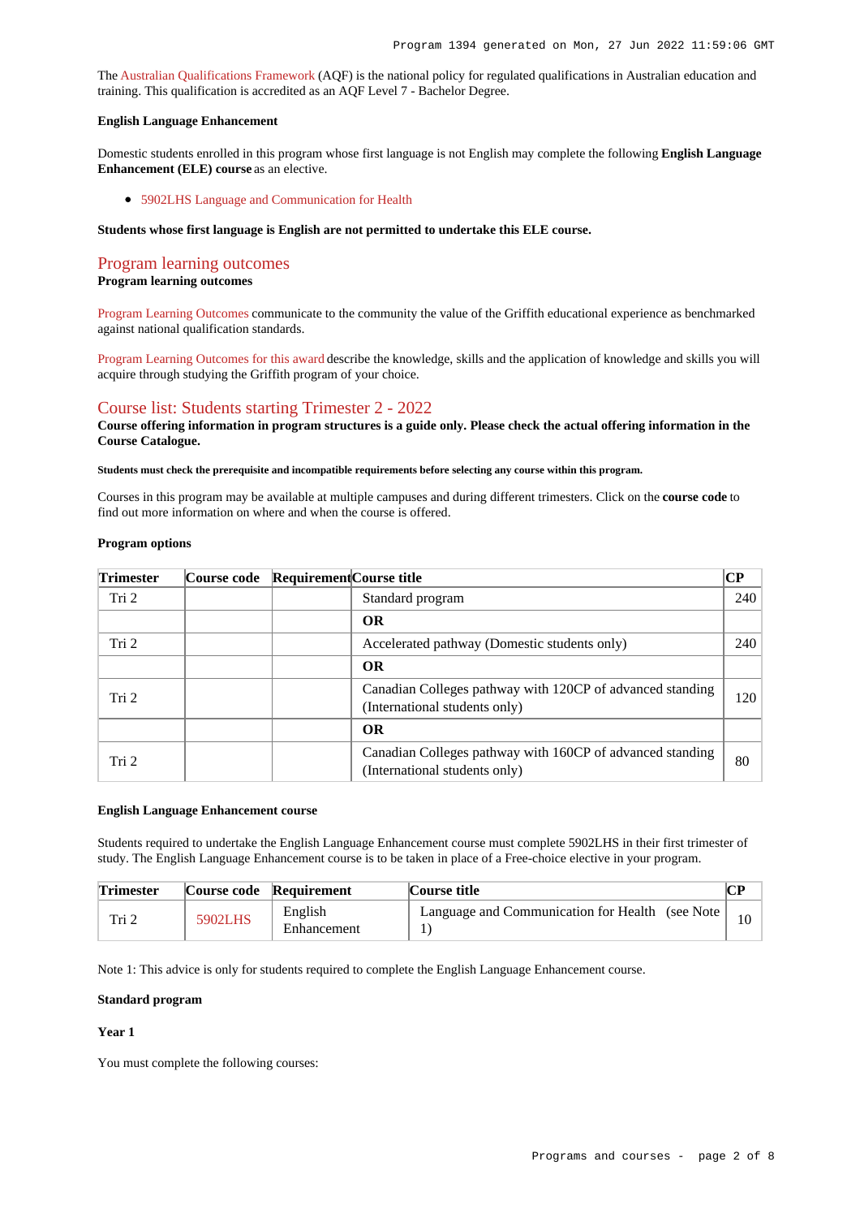The Australian Qualifications Framework (AQF) is the national policy for regulated qualifications in Australian education and training. This qualification is accredited as an AQF Level 7 - Bachelor Degree.

**English Language Enhancement**

Domestic students enrolled in this program whose first language is not English may complete the following **English Language Enhancement (ELE) course** as an elective.

- 5902LHS Language and Communication for Health

**Students whose first language is English are not permitted to undertake this ELE course.**

## Program learning outcomes

**Program learning outcomes**

Program Learning Outcomes communicate to the community the value of the Griffith educational experience as benchmarked against national qualification standards.

Program Learning Outcomes for this award describe the knowledge, skills and the application of knowledge and skills you will acquire through studying the Griffith program of your choice.

## Course list: Students starting Trimester 2 - 2022

**Course offering information in program structures is a guide only. Please check the actual offering information in the Course Catalogue.**

**Students must check the prerequisite and incompatible requirements before selecting any course within this program.**

Courses in this program may be available at multiple campuses and during different trimesters. Click on the **course code** to find out more information on where and when the course is offered.

**Program options**

| Trimester | Course code | Requirement | Course title | CP |
|---|---|---|---|---|
| Tri 2 | | | Standard program | 240 |
| | | | **OR** | |
| Tri 2 | | | Accelerated pathway (Domestic students only) | 240 |
| | | | **OR** | |
| Tri 2 | | | Canadian Colleges pathway with 120CP of advanced standing (International students only) | 120 |
| | | | **OR** | |
| Tri 2 | | | Canadian Colleges pathway with 160CP of advanced standing (International students only) | 80 |

**English Language Enhancement course**

Students required to undertake the English Language Enhancement course must complete 5902LHS in their first trimester of study. The English Language Enhancement course is to be taken in place of a Free-choice elective in your program.

| Trimester | Course code | Requirement | Course title | CP |
|---|---|---|---|---|
| Tri 2 | 5902LHS | English Enhancement | Language and Communication for Health (see Note 1) | 10 |

Note 1: This advice is only for students required to complete the English Language Enhancement course.

**Standard program**

**Year 1**

You must complete the following courses: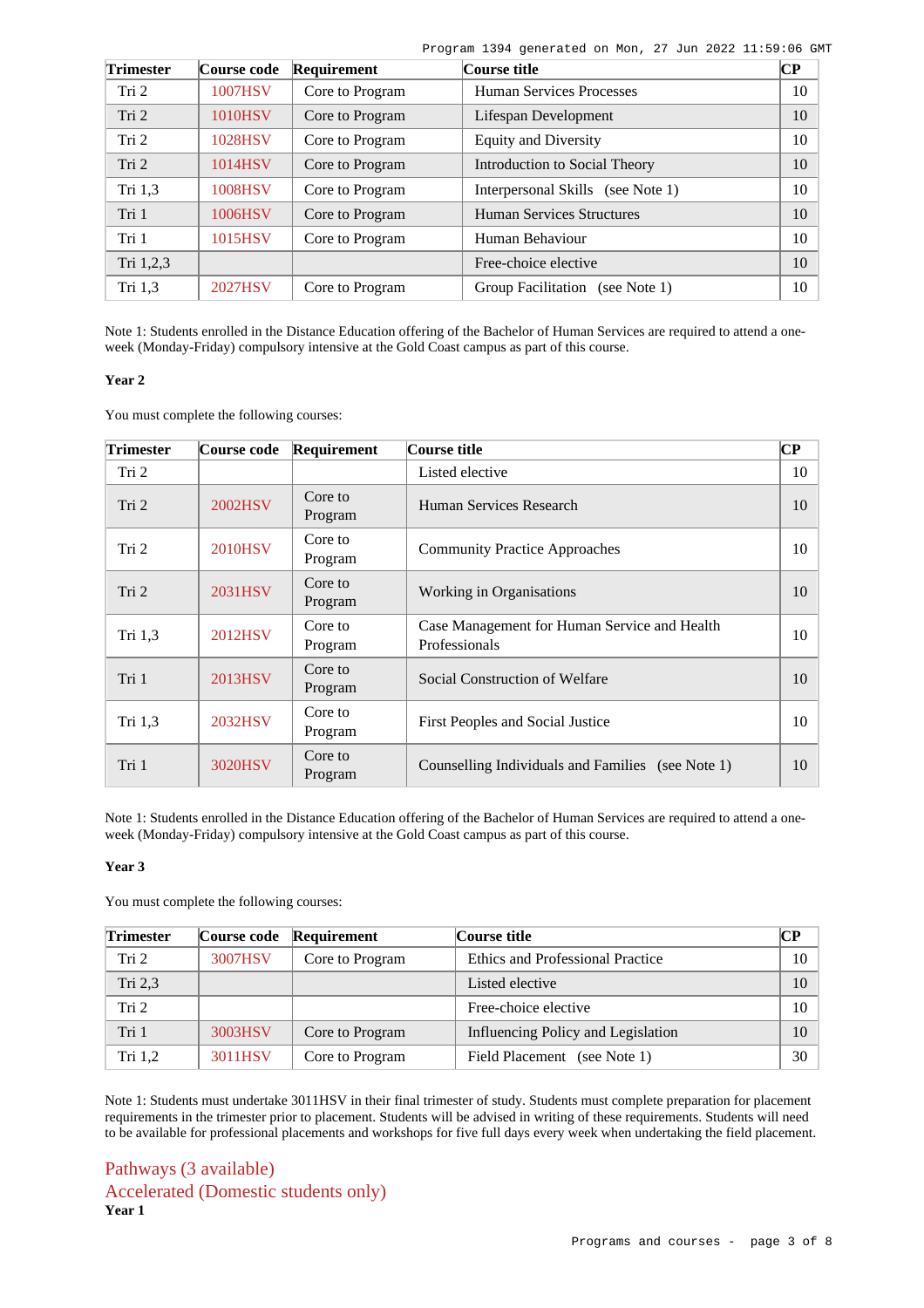| Trimester | Course code | Requirement | Course title | CP |
| --- | --- | --- | --- | --- |
| Tri 2 | 1007HSV | Core to Program | Human Services Processes | 10 |
| Tri 2 | 1010HSV | Core to Program | Lifespan Development | 10 |
| Tri 2 | 1028HSV | Core to Program | Equity and Diversity | 10 |
| Tri 2 | 1014HSV | Core to Program | Introduction to Social Theory | 10 |
| Tri 1,3 | 1008HSV | Core to Program | Interpersonal Skills (see Note 1) | 10 |
| Tri 1 | 1006HSV | Core to Program | Human Services Structures | 10 |
| Tri 1 | 1015HSV | Core to Program | Human Behaviour | 10 |
| Tri 1,2,3 | | | Free-choice elective | 10 |
| Tri 1,3 | 2027HSV | Core to Program | Group Facilitation (see Note 1) | 10 |

Note 1: Students enrolled in the Distance Education offering of the Bachelor of Human Services are required to attend a one-week (Monday-Friday) compulsory intensive at the Gold Coast campus as part of this course.

**Year 2**

You must complete the following courses:

| Trimester | Course code | Requirement | Course title | CP |
| --- | --- | --- | --- | --- |
| Tri 2 | | | Listed elective | 10 |
| Tri 2 | 2002HSV | Core to Program | Human Services Research | 10 |
| Tri 2 | 2010HSV | Core to Program | Community Practice Approaches | 10 |
| Tri 2 | 2031HSV | Core to Program | Working in Organisations | 10 |
| Tri 1,3 | 2012HSV | Core to Program | Case Management for Human Service and Health Professionals | 10 |
| Tri 1 | 2013HSV | Core to Program | Social Construction of Welfare | 10 |
| Tri 1,3 | 2032HSV | Core to Program | First Peoples and Social Justice | 10 |
| Tri 1 | 3020HSV | Core to Program | Counselling Individuals and Families (see Note 1) | 10 |

Note 1: Students enrolled in the Distance Education offering of the Bachelor of Human Services are required to attend a one-week (Monday-Friday) compulsory intensive at the Gold Coast campus as part of this course.

**Year 3**

You must complete the following courses:

| Trimester | Course code | Requirement | Course title | CP |
| --- | --- | --- | --- | --- |
| Tri 2 | 3007HSV | Core to Program | Ethics and Professional Practice | 10 |
| Tri 2,3 | | | Listed elective | 10 |
| Tri 2 | | | Free-choice elective | 10 |
| Tri 1 | 3003HSV | Core to Program | Influencing Policy and Legislation | 10 |
| Tri 1,2 | 3011HSV | Core to Program | Field Placement (see Note 1) | 30 |

Note 1: Students must undertake 3011HSV in their final trimester of study. Students must complete preparation for placement requirements in the trimester prior to placement. Students will be advised in writing of these requirements. Students will need to be available for professional placements and workshops for five full days every week when undertaking the field placement.

## Pathways (3 available)

## Accelerated (Domestic students only)

**Year 1**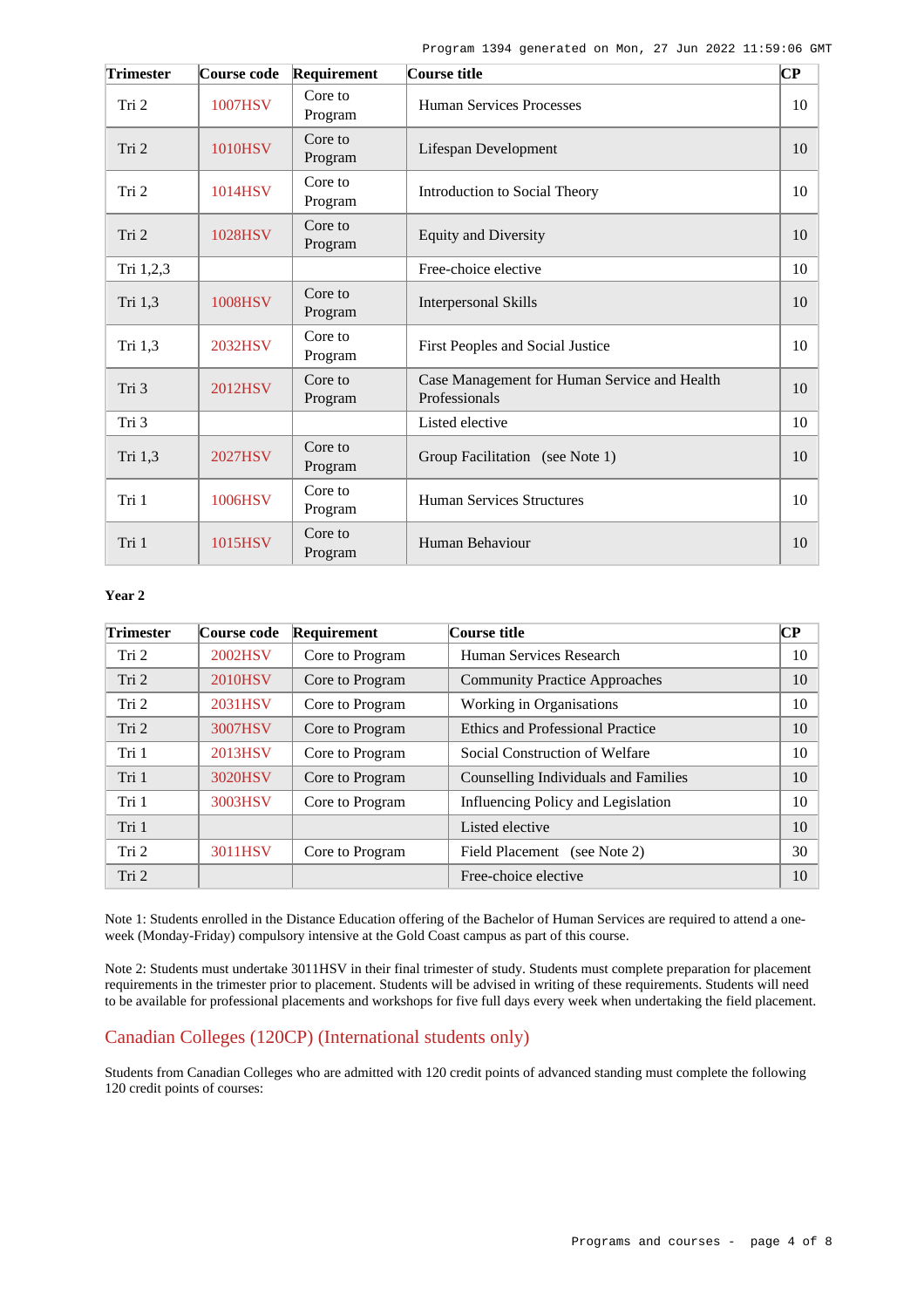| Trimester | Course code | Requirement | Course title | CP |
| --- | --- | --- | --- | --- |
| Tri 2 | 1007HSV | Core to Program | Human Services Processes | 10 |
| Tri 2 | 1010HSV | Core to Program | Lifespan Development | 10 |
| Tri 2 | 1014HSV | Core to Program | Introduction to Social Theory | 10 |
| Tri 2 | 1028HSV | Core to Program | Equity and Diversity | 10 |
| Tri 1,2,3 | | | Free-choice elective | 10 |
| Tri 1,3 | 1008HSV | Core to Program | Interpersonal Skills | 10 |
| Tri 1,3 | 2032HSV | Core to Program | First Peoples and Social Justice | 10 |
| Tri 3 | 2012HSV | Core to Program | Case Management for Human Service and Health Professionals | 10 |
| Tri 3 | | | Listed elective | 10 |
| Tri 1,3 | 2027HSV | Core to Program | Group Facilitation (see Note 1) | 10 |
| Tri 1 | 1006HSV | Core to Program | Human Services Structures | 10 |
| Tri 1 | 1015HSV | Core to Program | Human Behaviour | 10 |

**Year 2**

| Trimester | Course code | Requirement | Course title | CP |
| --- | --- | --- | --- | --- |
| Tri 2 | 2002HSV | Core to Program | Human Services Research | 10 |
| Tri 2 | 2010HSV | Core to Program | Community Practice Approaches | 10 |
| Tri 2 | 2031HSV | Core to Program | Working in Organisations | 10 |
| Tri 2 | 3007HSV | Core to Program | Ethics and Professional Practice | 10 |
| Tri 1 | 2013HSV | Core to Program | Social Construction of Welfare | 10 |
| Tri 1 | 3020HSV | Core to Program | Counselling Individuals and Families | 10 |
| Tri 1 | 3003HSV | Core to Program | Influencing Policy and Legislation | 10 |
| Tri 1 | | | Listed elective | 10 |
| Tri 2 | 3011HSV | Core to Program | Field Placement (see Note 2) | 30 |
| Tri 2 | | | Free-choice elective | 10 |

Note 1: Students enrolled in the Distance Education offering of the Bachelor of Human Services are required to attend a one-week (Monday-Friday) compulsory intensive at the Gold Coast campus as part of this course.

Note 2: Students must undertake 3011HSV in their final trimester of study. Students must complete preparation for placement requirements in the trimester prior to placement. Students will be advised in writing of these requirements. Students will need to be available for professional placements and workshops for five full days every week when undertaking the field placement.

## Canadian Colleges (120CP) (International students only)

Students from Canadian Colleges who are admitted with 120 credit points of advanced standing must complete the following 120 credit points of courses: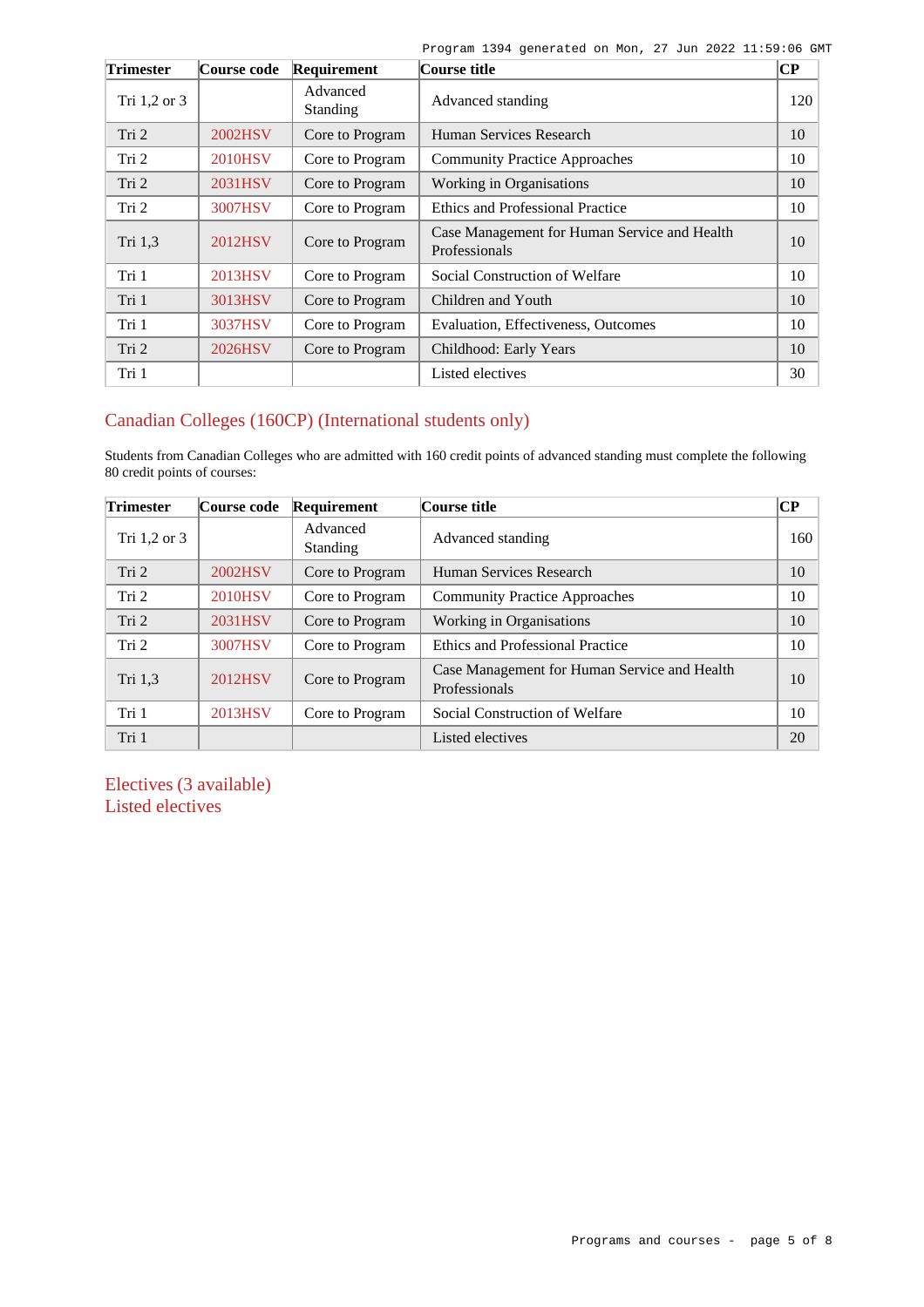| Trimester | Course code | Requirement | Course title | CP |
|---|---|---|---|---|
| Tri 1,2 or 3 | | Advanced Standing | Advanced standing | 120 |
| Tri 2 | 2002HSV | Core to Program | Human Services Research | 10 |
| Tri 2 | 2010HSV | Core to Program | Community Practice Approaches | 10 |
| Tri 2 | 2031HSV | Core to Program | Working in Organisations | 10 |
| Tri 2 | 3007HSV | Core to Program | Ethics and Professional Practice | 10 |
| Tri 1,3 | 2012HSV | Core to Program | Case Management for Human Service and Health Professionals | 10 |
| Tri 1 | 2013HSV | Core to Program | Social Construction of Welfare | 10 |
| Tri 1 | 3013HSV | Core to Program | Children and Youth | 10 |
| Tri 1 | 3037HSV | Core to Program | Evaluation, Effectiveness, Outcomes | 10 |
| Tri 2 | 2026HSV | Core to Program | Childhood: Early Years | 10 |
| Tri 1 | | | Listed electives | 30 |

## Canadian Colleges (160CP) (International students only)

Students from Canadian Colleges who are admitted with 160 credit points of advanced standing must complete the following 80 credit points of courses:

| Trimester | Course code | Requirement | Course title | CP |
|---|---|---|---|---|
| Tri 1,2 or 3 | | Advanced Standing | Advanced standing | 160 |
| Tri 2 | 2002HSV | Core to Program | Human Services Research | 10 |
| Tri 2 | 2010HSV | Core to Program | Community Practice Approaches | 10 |
| Tri 2 | 2031HSV | Core to Program | Working in Organisations | 10 |
| Tri 2 | 3007HSV | Core to Program | Ethics and Professional Practice | 10 |
| Tri 1,3 | 2012HSV | Core to Program | Case Management for Human Service and Health Professionals | 10 |
| Tri 1 | 2013HSV | Core to Program | Social Construction of Welfare | 10 |
| Tri 1 | | | Listed electives | 20 |

## Electives (3 available)

## Listed electives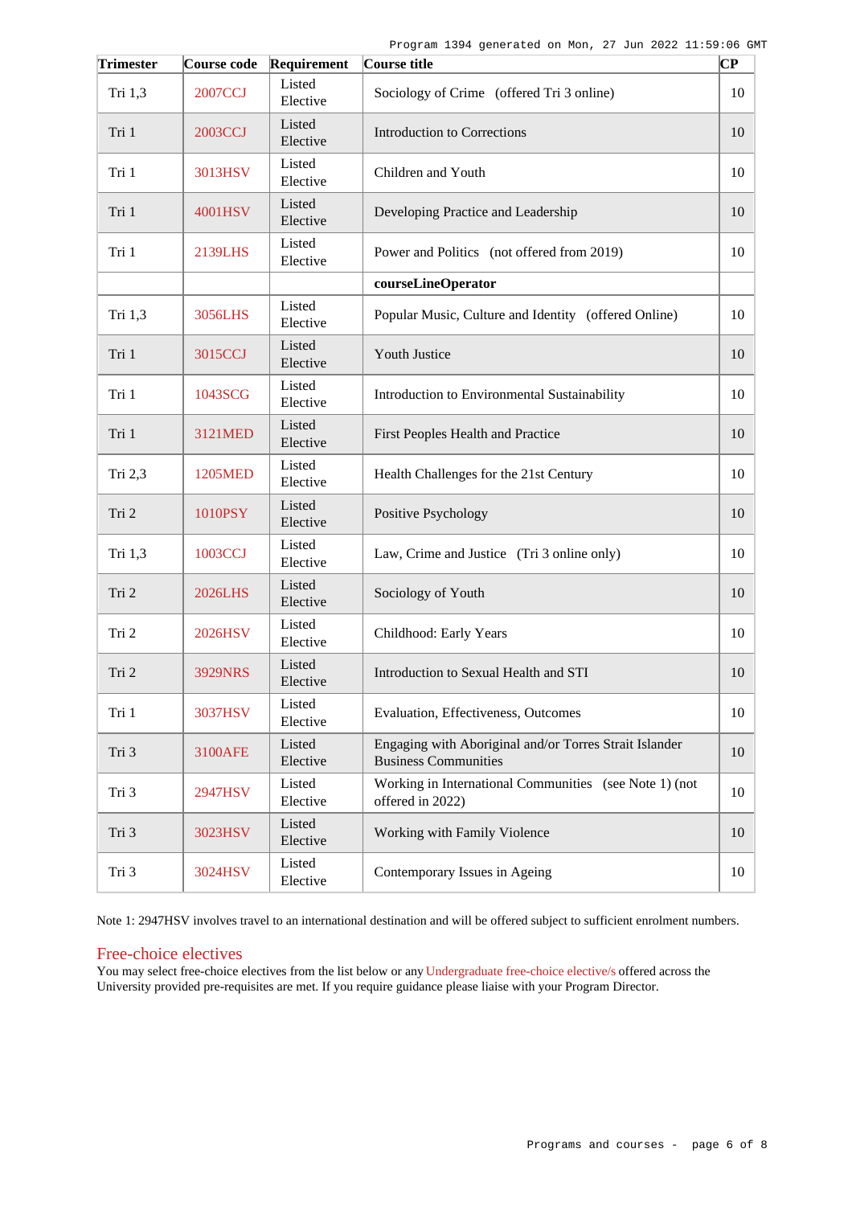| Trimester | Course code | Requirement | Course title | CP |
|---|---|---|---|---|
| Tri 1,3 | 2007CCJ | Listed Elective | Sociology of Crime (offered Tri 3 online) | 10 |
| Tri 1 | 2003CCJ | Listed Elective | Introduction to Corrections | 10 |
| Tri 1 | 3013HSV | Listed Elective | Children and Youth | 10 |
| Tri 1 | 4001HSV | Listed Elective | Developing Practice and Leadership | 10 |
| Tri 1 | 2139LHS | Listed Elective | Power and Politics (not offered from 2019) | 10 |
| | | | **courseLineOperator** | |
| Tri 1,3 | 3056LHS | Listed Elective | Popular Music, Culture and Identity (offered Online) | 10 |
| Tri 1 | 3015CCJ | Listed Elective | Youth Justice | 10 |
| Tri 1 | 1043SCG | Listed Elective | Introduction to Environmental Sustainability | 10 |
| Tri 1 | 3121MED | Listed Elective | First Peoples Health and Practice | 10 |
| Tri 2,3 | 1205MED | Listed Elective | Health Challenges for the 21st Century | 10 |
| Tri 2 | 1010PSY | Listed Elective | Positive Psychology | 10 |
| Tri 1,3 | 1003CCJ | Listed Elective | Law, Crime and Justice (Tri 3 online only) | 10 |
| Tri 2 | 2026LHS | Listed Elective | Sociology of Youth | 10 |
| Tri 2 | 2026HSV | Listed Elective | Childhood: Early Years | 10 |
| Tri 2 | 3929NRS | Listed Elective | Introduction to Sexual Health and STI | 10 |
| Tri 1 | 3037HSV | Listed Elective | Evaluation, Effectiveness, Outcomes | 10 |
| Tri 3 | 3100AFE | Listed Elective | Engaging with Aboriginal and/or Torres Strait Islander Business Communities | 10 |
| Tri 3 | 2947HSV | Listed Elective | Working in International Communities (see Note 1) (not offered in 2022) | 10 |
| Tri 3 | 3023HSV | Listed Elective | Working with Family Violence | 10 |
| Tri 3 | 3024HSV | Listed Elective | Contemporary Issues in Ageing | 10 |

Note 1: 2947HSV involves travel to an international destination and will be offered subject to sufficient enrolment numbers.

## Free-choice electives

You may select free-choice electives from the list below or any Undergraduate free-choice elective/s offered across the University provided pre-requisites are met. If you require guidance please liaise with your Program Director.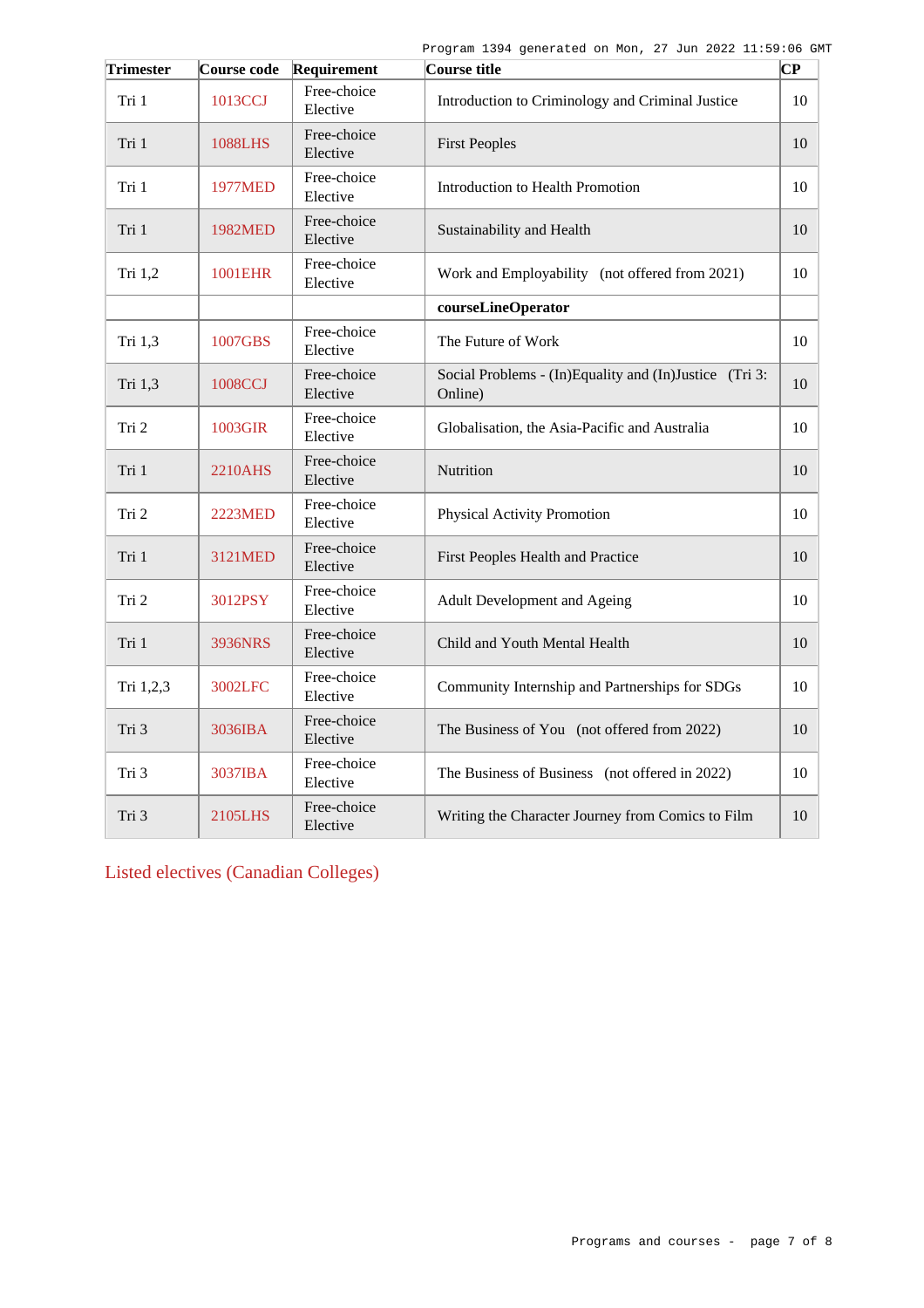| Trimester | Course code | Requirement | Course title | CP |
|---|---|---|---|---|
| Tri 1 | 1013CCJ | Free-choice Elective | Introduction to Criminology and Criminal Justice | 10 |
| Tri 1 | 1088LHS | Free-choice Elective | First Peoples | 10 |
| Tri 1 | 1977MED | Free-choice Elective | Introduction to Health Promotion | 10 |
| Tri 1 | 1982MED | Free-choice Elective | Sustainability and Health | 10 |
| Tri 1,2 | 1001EHR | Free-choice Elective | Work and Employability (not offered from 2021) | 10 |
| | | | **courseLineOperator** | |
| Tri 1,3 | 1007GBS | Free-choice Elective | The Future of Work | 10 |
| Tri 1,3 | 1008CCJ | Free-choice Elective | Social Problems - (In)Equality and (In)Justice (Tri 3: Online) | 10 |
| Tri 2 | 1003GIR | Free-choice Elective | Globalisation, the Asia-Pacific and Australia | 10 |
| Tri 1 | 2210AHS | Free-choice Elective | Nutrition | 10 |
| Tri 2 | 2223MED | Free-choice Elective | Physical Activity Promotion | 10 |
| Tri 1 | 3121MED | Free-choice Elective | First Peoples Health and Practice | 10 |
| Tri 2 | 3012PSY | Free-choice Elective | Adult Development and Ageing | 10 |
| Tri 1 | 3936NRS | Free-choice Elective | Child and Youth Mental Health | 10 |
| Tri 1,2,3 | 3002LFC | Free-choice Elective | Community Internship and Partnerships for SDGs | 10 |
| Tri 3 | 3036IBA | Free-choice Elective | The Business of You (not offered from 2022) | 10 |
| Tri 3 | 3037IBA | Free-choice Elective | The Business of Business (not offered in 2022) | 10 |
| Tri 3 | 2105LHS | Free-choice Elective | Writing the Character Journey from Comics to Film | 10 |

## Listed electives (Canadian Colleges)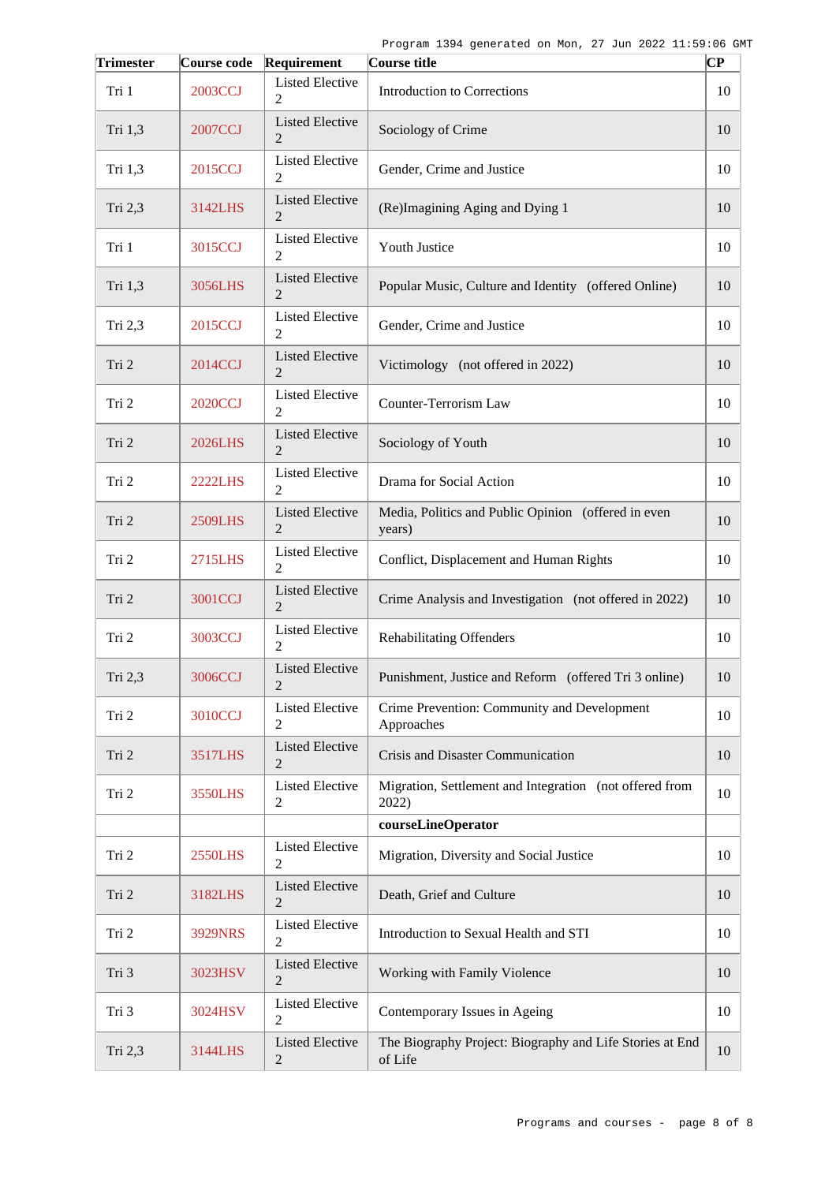| Trimester | Course code | Requirement | Course title | CP |
|---|---|---|---|---|
| Tri 1 | 2003CCJ | Listed Elective 2 | Introduction to Corrections | 10 |
| Tri 1,3 | 2007CCJ | Listed Elective 2 | Sociology of Crime | 10 |
| Tri 1,3 | 2015CCJ | Listed Elective 2 | Gender, Crime and Justice | 10 |
| Tri 2,3 | 3142LHS | Listed Elective 2 | (Re)Imagining Aging and Dying 1 | 10 |
| Tri 1 | 3015CCJ | Listed Elective 2 | Youth Justice | 10 |
| Tri 1,3 | 3056LHS | Listed Elective 2 | Popular Music, Culture and Identity (offered Online) | 10 |
| Tri 2,3 | 2015CCJ | Listed Elective 2 | Gender, Crime and Justice | 10 |
| Tri 2 | 2014CCJ | Listed Elective 2 | Victimology (not offered in 2022) | 10 |
| Tri 2 | 2020CCJ | Listed Elective 2 | Counter-Terrorism Law | 10 |
| Tri 2 | 2026LHS | Listed Elective 2 | Sociology of Youth | 10 |
| Tri 2 | 2222LHS | Listed Elective 2 | Drama for Social Action | 10 |
| Tri 2 | 2509LHS | Listed Elective 2 | Media, Politics and Public Opinion (offered in even years) | 10 |
| Tri 2 | 2715LHS | Listed Elective 2 | Conflict, Displacement and Human Rights | 10 |
| Tri 2 | 3001CCJ | Listed Elective 2 | Crime Analysis and Investigation (not offered in 2022) | 10 |
| Tri 2 | 3003CCJ | Listed Elective 2 | Rehabilitating Offenders | 10 |
| Tri 2,3 | 3006CCJ | Listed Elective 2 | Punishment, Justice and Reform (offered Tri 3 online) | 10 |
| Tri 2 | 3010CCJ | Listed Elective 2 | Crime Prevention: Community and Development Approaches | 10 |
| Tri 2 | 3517LHS | Listed Elective 2 | Crisis and Disaster Communication | 10 |
| Tri 2 | 3550LHS | Listed Elective 2 | Migration, Settlement and Integration (not offered from 2022) | 10 |
| | | | **courseLineOperator** | |
| Tri 2 | 2550LHS | Listed Elective 2 | Migration, Diversity and Social Justice | 10 |
| Tri 2 | 3182LHS | Listed Elective 2 | Death, Grief and Culture | 10 |
| Tri 2 | 3929NRS | Listed Elective 2 | Introduction to Sexual Health and STI | 10 |
| Tri 3 | 3023HSV | Listed Elective 2 | Working with Family Violence | 10 |
| Tri 3 | 3024HSV | Listed Elective 2 | Contemporary Issues in Ageing | 10 |
| Tri 2,3 | 3144LHS | Listed Elective 2 | The Biography Project: Biography and Life Stories at End of Life | 10 |